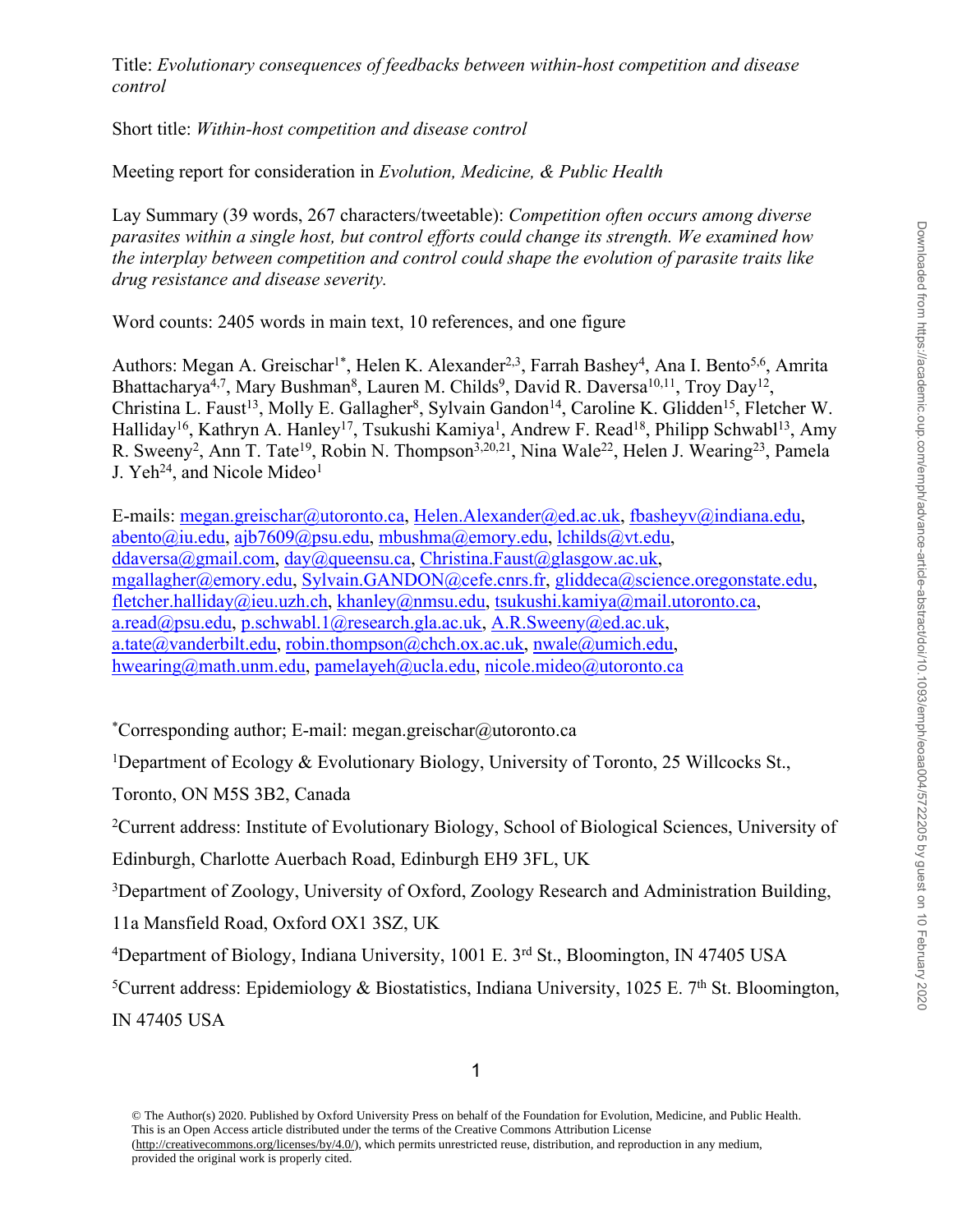Title: *Evolutionary consequences of feedbacks between within-host competition and disease control*

Short title: *Within-host competition and disease control*

Meeting report for consideration in *Evolution, Medicine, & Public Health*

Lay Summary (39 words, 267 characters/tweetable): *Competition often occurs among diverse parasites within a single host, but control efforts could change its strength. We examined how the interplay between competition and control could shape the evolution of parasite traits like drug resistance and disease severity.*

Word counts: 2405 words in main text, 10 references, and one figure

Authors: Megan A. Greischar[1*], Helen K. Alexander[2,3], Farrah Bashey[4], Ana I. Bento[5,6], Amrita Bhattacharya[4,7], Mary Bushman[8], Lauren M. Childs[9], David R. Daversa[10,11], Troy Day[12], Christina L. Faust[13], Molly E. Gallagher[8], Sylvain Gandon[14], Caroline K. Glidden[15], Fletcher W. Halliday[16], Kathryn A. Hanley[17], Tsukushi Kamiya[1], Andrew F. Read[18], Philipp Schwabl[13], Amy R. Sweeny[2], Ann T. Tate[19], Robin N. Thompson[3,20,21], Nina Wale[22], Helen J. Wearing[23], Pamela J. Yeh[24], and Nicole Mideo[1]

E-mails: megan.greischar@utoronto.ca, Helen.Alexander@ed.ac.uk, fbasheyv@indiana.edu, abento@iu.edu, ajb7609@psu.edu, mbushma@emory.edu, lchilds@vt.edu, ddaversa@gmail.com, day@queensu.ca, Christina.Faust@glasgow.ac.uk, mgallagher@emory.edu, Sylvain.GANDON@cefe.cnrs.fr, gliddeca@science.oregonstate.edu, fletcher.halliday@ieu.uzh.ch, khanley@nmsu.edu, tsukushi.kamiya@mail.utoronto.ca, a.read@psu.edu, p.schwabl.1@research.gla.ac.uk, A.R.Sweeny@ed.ac.uk, a.tate@vanderbilt.edu, robin.thompson@chch.ox.ac.uk, nwale@umich.edu, hwearing@math.unm.edu, pamelayeh@ucla.edu, nicole.mideo@utoronto.ca

[*]Corresponding author; E-mail: megan.greischar@utoronto.ca

[1]Department of Ecology & Evolutionary Biology, University of Toronto, 25 Willcocks St., Toronto, ON M5S 3B2, Canada

[2]Current address: Institute of Evolutionary Biology, School of Biological Sciences, University of Edinburgh, Charlotte Auerbach Road, Edinburgh EH9 3FL, UK

[3]Department of Zoology, University of Oxford, Zoology Research and Administration Building, 11a Mansfield Road, Oxford OX1 3SZ, UK

[4]Department of Biology, Indiana University, 1001 E. 3rd St., Bloomington, IN 47405 USA

[5]Current address: Epidemiology & Biostatistics, Indiana University, 1025 E. 7th St. Bloomington, IN 47405 USA

© The Author(s) 2020. Published by Oxford University Press on behalf of the Foundation for Evolution, Medicine, and Public Health. This is an Open Access article distributed under the terms of the Creative Commons Attribution License (http://creativecommons.org/licenses/by/4.0/), which permits unrestricted reuse, distribution, and reproduction in any medium, provided the original work is properly cited.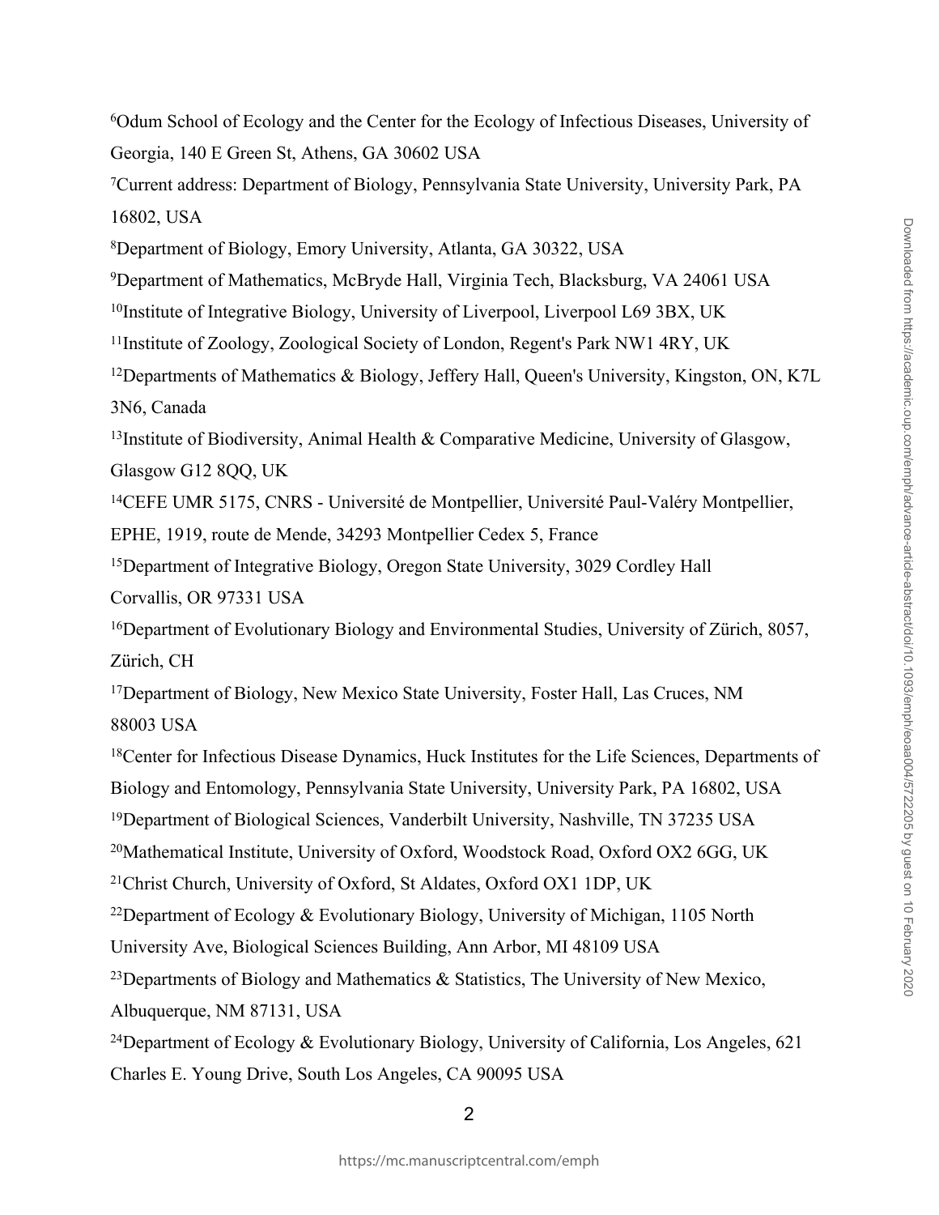[6]Odum School of Ecology and the Center for the Ecology of Infectious Diseases, University of Georgia, 140 E Green St, Athens, GA 30602 USA

[7]Current address: Department of Biology, Pennsylvania State University, University Park, PA 16802, USA

[8]Department of Biology, Emory University, Atlanta, GA 30322, USA

[9]Department of Mathematics, McBryde Hall, Virginia Tech, Blacksburg, VA 24061 USA

[10]Institute of Integrative Biology, University of Liverpool, Liverpool L69 3BX, UK

[11]Institute of Zoology, Zoological Society of London, Regent's Park NW1 4RY, UK

[12]Departments of Mathematics & Biology, Jeffery Hall, Queen's University, Kingston, ON, K7L 3N6, Canada

[13]Institute of Biodiversity, Animal Health & Comparative Medicine, University of Glasgow, Glasgow G12 8QQ, UK

[14]CEFE UMR 5175, CNRS - Université de Montpellier, Université Paul-Valéry Montpellier, EPHE, 1919, route de Mende, 34293 Montpellier Cedex 5, France

[15]Department of Integrative Biology, Oregon State University, 3029 Cordley Hall Corvallis, OR 97331 USA

[16]Department of Evolutionary Biology and Environmental Studies, University of Zürich, 8057, Zürich, CH

[17]Department of Biology, New Mexico State University, Foster Hall, Las Cruces, NM 88003 USA

[18]Center for Infectious Disease Dynamics, Huck Institutes for the Life Sciences, Departments of Biology and Entomology, Pennsylvania State University, University Park, PA 16802, USA

[19]Department of Biological Sciences, Vanderbilt University, Nashville, TN 37235 USA

[20]Mathematical Institute, University of Oxford, Woodstock Road, Oxford OX2 6GG, UK

[21]Christ Church, University of Oxford, St Aldates, Oxford OX1 1DP, UK

[22]Department of Ecology & Evolutionary Biology, University of Michigan, 1105 North University Ave, Biological Sciences Building, Ann Arbor, MI 48109 USA

[23]Departments of Biology and Mathematics & Statistics, The University of New Mexico, Albuquerque, NM 87131, USA

[24]Department of Ecology & Evolutionary Biology, University of California, Los Angeles, 621 Charles E. Young Drive, South Los Angeles, CA 90095 USA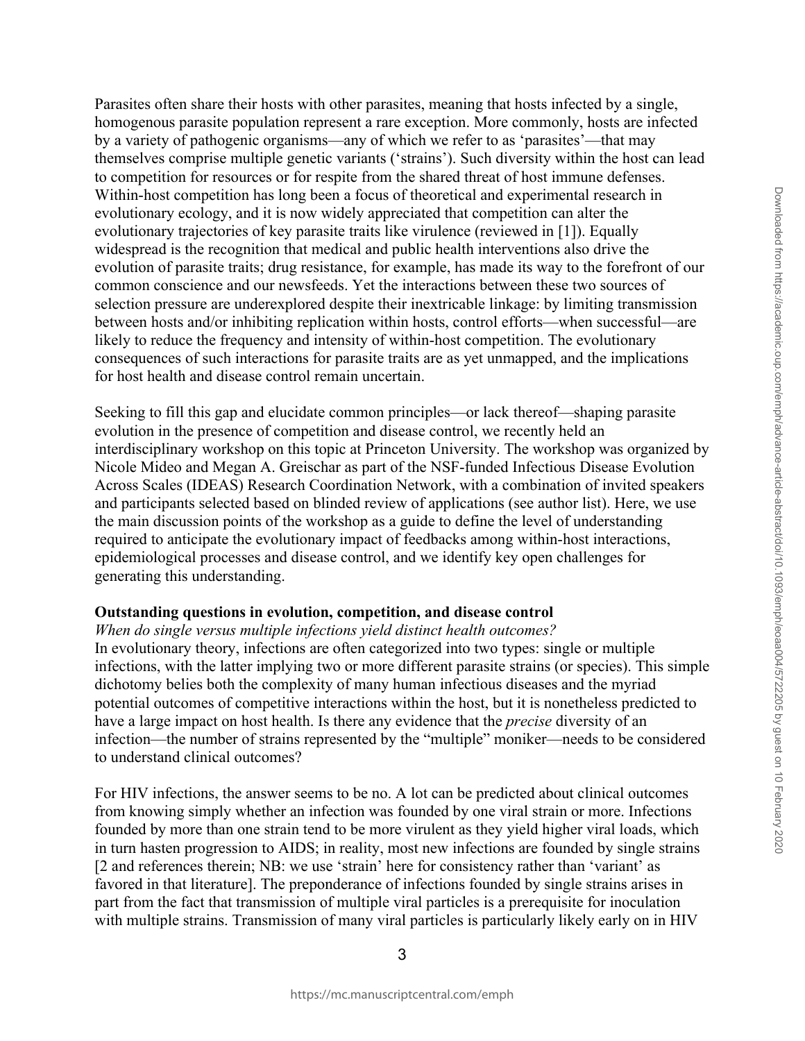Parasites often share their hosts with other parasites, meaning that hosts infected by a single, homogenous parasite population represent a rare exception. More commonly, hosts are infected by a variety of pathogenic organisms—any of which we refer to as 'parasites'—that may themselves comprise multiple genetic variants ('strains'). Such diversity within the host can lead to competition for resources or for respite from the shared threat of host immune defenses. Within-host competition has long been a focus of theoretical and experimental research in evolutionary ecology, and it is now widely appreciated that competition can alter the evolutionary trajectories of key parasite traits like virulence (reviewed in [1]). Equally widespread is the recognition that medical and public health interventions also drive the evolution of parasite traits; drug resistance, for example, has made its way to the forefront of our common conscience and our newsfeeds. Yet the interactions between these two sources of selection pressure are underexplored despite their inextricable linkage: by limiting transmission between hosts and/or inhibiting replication within hosts, control efforts—when successful—are likely to reduce the frequency and intensity of within-host competition. The evolutionary consequences of such interactions for parasite traits are as yet unmapped, and the implications for host health and disease control remain uncertain.

Seeking to fill this gap and elucidate common principles—or lack thereof—shaping parasite evolution in the presence of competition and disease control, we recently held an interdisciplinary workshop on this topic at Princeton University. The workshop was organized by Nicole Mideo and Megan A. Greischar as part of the NSF-funded Infectious Disease Evolution Across Scales (IDEAS) Research Coordination Network, with a combination of invited speakers and participants selected based on blinded review of applications (see author list). Here, we use the main discussion points of the workshop as a guide to define the level of understanding required to anticipate the evolutionary impact of feedbacks among within-host interactions, epidemiological processes and disease control, and we identify key open challenges for generating this understanding.

## Outstanding questions in evolution, competition, and disease control

*When do single versus multiple infections yield distinct health outcomes?*

In evolutionary theory, infections are often categorized into two types: single or multiple infections, with the latter implying two or more different parasite strains (or species). This simple dichotomy belies both the complexity of many human infectious diseases and the myriad potential outcomes of competitive interactions within the host, but it is nonetheless predicted to have a large impact on host health. Is there any evidence that the *precise* diversity of an infection—the number of strains represented by the "multiple" moniker—needs to be considered to understand clinical outcomes?

For HIV infections, the answer seems to be no. A lot can be predicted about clinical outcomes from knowing simply whether an infection was founded by one viral strain or more. Infections founded by more than one strain tend to be more virulent as they yield higher viral loads, which in turn hasten progression to AIDS; in reality, most new infections are founded by single strains [2 and references therein; NB: we use 'strain' here for consistency rather than 'variant' as favored in that literature]. The preponderance of infections founded by single strains arises in part from the fact that transmission of multiple viral particles is a prerequisite for inoculation with multiple strains. Transmission of many viral particles is particularly likely early on in HIV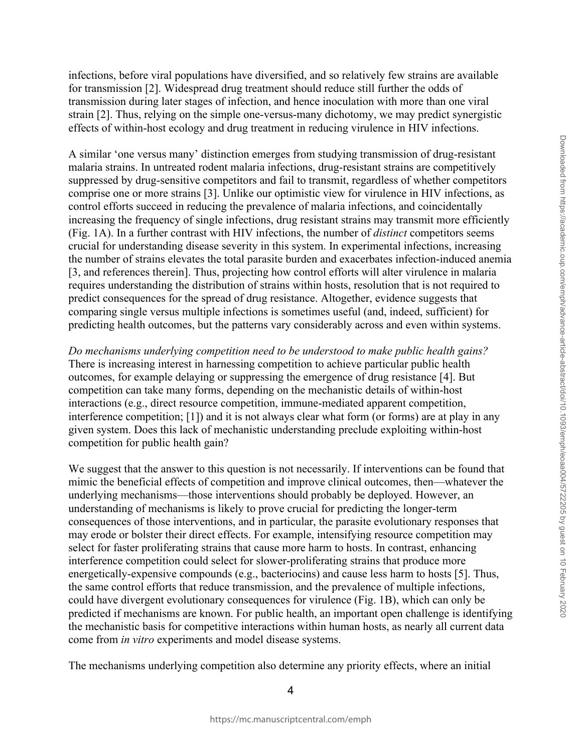infections, before viral populations have diversified, and so relatively few strains are available for transmission [2]. Widespread drug treatment should reduce still further the odds of transmission during later stages of infection, and hence inoculation with more than one viral strain [2]. Thus, relying on the simple one-versus-many dichotomy, we may predict synergistic effects of within-host ecology and drug treatment in reducing virulence in HIV infections.

A similar 'one versus many' distinction emerges from studying transmission of drug-resistant malaria strains. In untreated rodent malaria infections, drug-resistant strains are competitively suppressed by drug-sensitive competitors and fail to transmit, regardless of whether competitors comprise one or more strains [3]. Unlike our optimistic view for virulence in HIV infections, as control efforts succeed in reducing the prevalence of malaria infections, and coincidentally increasing the frequency of single infections, drug resistant strains may transmit more efficiently (Fig. 1A). In a further contrast with HIV infections, the number of *distinct* competitors seems crucial for understanding disease severity in this system. In experimental infections, increasing the number of strains elevates the total parasite burden and exacerbates infection-induced anemia [3, and references therein]. Thus, projecting how control efforts will alter virulence in malaria requires understanding the distribution of strains within hosts, resolution that is not required to predict consequences for the spread of drug resistance. Altogether, evidence suggests that comparing single versus multiple infections is sometimes useful (and, indeed, sufficient) for predicting health outcomes, but the patterns vary considerably across and even within systems.

*Do mechanisms underlying competition need to be understood to make public health gains?*
There is increasing interest in harnessing competition to achieve particular public health outcomes, for example delaying or suppressing the emergence of drug resistance [4]. But competition can take many forms, depending on the mechanistic details of within-host interactions (e.g., direct resource competition, immune-mediated apparent competition, interference competition; [1]) and it is not always clear what form (or forms) are at play in any given system. Does this lack of mechanistic understanding preclude exploiting within-host competition for public health gain?

We suggest that the answer to this question is not necessarily. If interventions can be found that mimic the beneficial effects of competition and improve clinical outcomes, then—whatever the underlying mechanisms—those interventions should probably be deployed. However, an understanding of mechanisms is likely to prove crucial for predicting the longer-term consequences of those interventions, and in particular, the parasite evolutionary responses that may erode or bolster their direct effects. For example, intensifying resource competition may select for faster proliferating strains that cause more harm to hosts. In contrast, enhancing interference competition could select for slower-proliferating strains that produce more energetically-expensive compounds (e.g., bacteriocins) and cause less harm to hosts [5]. Thus, the same control efforts that reduce transmission, and the prevalence of multiple infections, could have divergent evolutionary consequences for virulence (Fig. 1B), which can only be predicted if mechanisms are known. For public health, an important open challenge is identifying the mechanistic basis for competitive interactions within human hosts, as nearly all current data come from *in vitro* experiments and model disease systems.

The mechanisms underlying competition also determine any priority effects, where an initial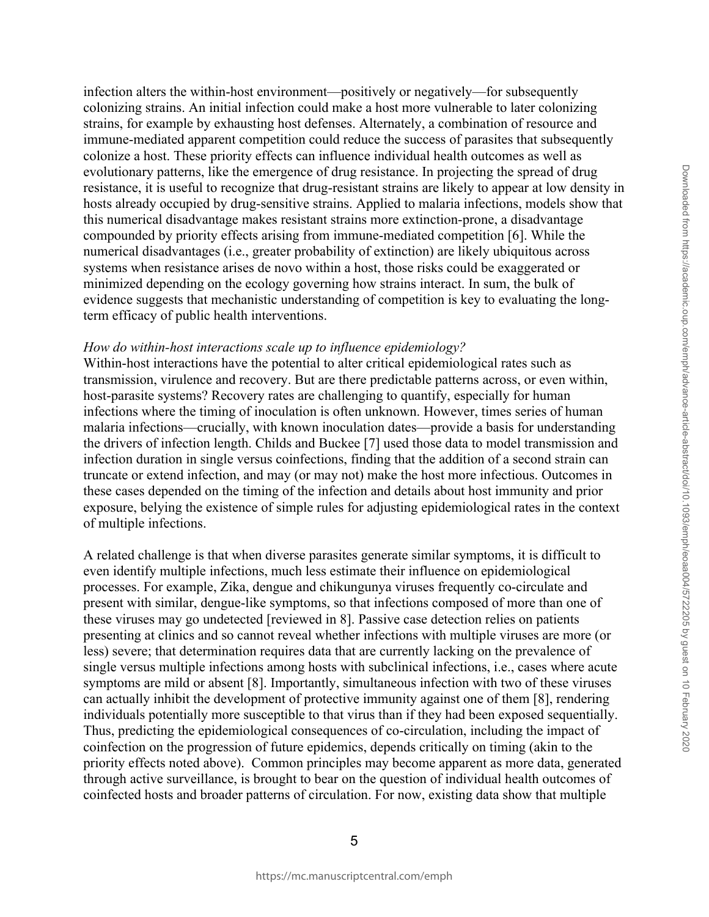infection alters the within-host environment—positively or negatively—for subsequently colonizing strains. An initial infection could make a host more vulnerable to later colonizing strains, for example by exhausting host defenses. Alternately, a combination of resource and immune-mediated apparent competition could reduce the success of parasites that subsequently colonize a host. These priority effects can influence individual health outcomes as well as evolutionary patterns, like the emergence of drug resistance. In projecting the spread of drug resistance, it is useful to recognize that drug-resistant strains are likely to appear at low density in hosts already occupied by drug-sensitive strains. Applied to malaria infections, models show that this numerical disadvantage makes resistant strains more extinction-prone, a disadvantage compounded by priority effects arising from immune-mediated competition [6]. While the numerical disadvantages (i.e., greater probability of extinction) are likely ubiquitous across systems when resistance arises de novo within a host, those risks could be exaggerated or minimized depending on the ecology governing how strains interact. In sum, the bulk of evidence suggests that mechanistic understanding of competition is key to evaluating the long-term efficacy of public health interventions.

*How do within-host interactions scale up to influence epidemiology?*

Within-host interactions have the potential to alter critical epidemiological rates such as transmission, virulence and recovery. But are there predictable patterns across, or even within, host-parasite systems? Recovery rates are challenging to quantify, especially for human infections where the timing of inoculation is often unknown. However, times series of human malaria infections—crucially, with known inoculation dates—provide a basis for understanding the drivers of infection length. Childs and Buckee [7] used those data to model transmission and infection duration in single versus coinfections, finding that the addition of a second strain can truncate or extend infection, and may (or may not) make the host more infectious. Outcomes in these cases depended on the timing of the infection and details about host immunity and prior exposure, belying the existence of simple rules for adjusting epidemiological rates in the context of multiple infections.

A related challenge is that when diverse parasites generate similar symptoms, it is difficult to even identify multiple infections, much less estimate their influence on epidemiological processes. For example, Zika, dengue and chikungunya viruses frequently co-circulate and present with similar, dengue-like symptoms, so that infections composed of more than one of these viruses may go undetected [reviewed in 8]. Passive case detection relies on patients presenting at clinics and so cannot reveal whether infections with multiple viruses are more (or less) severe; that determination requires data that are currently lacking on the prevalence of single versus multiple infections among hosts with subclinical infections, i.e., cases where acute symptoms are mild or absent [8]. Importantly, simultaneous infection with two of these viruses can actually inhibit the development of protective immunity against one of them [8], rendering individuals potentially more susceptible to that virus than if they had been exposed sequentially. Thus, predicting the epidemiological consequences of co-circulation, including the impact of coinfection on the progression of future epidemics, depends critically on timing (akin to the priority effects noted above). Common principles may become apparent as more data, generated through active surveillance, is brought to bear on the question of individual health outcomes of coinfected hosts and broader patterns of circulation. For now, existing data show that multiple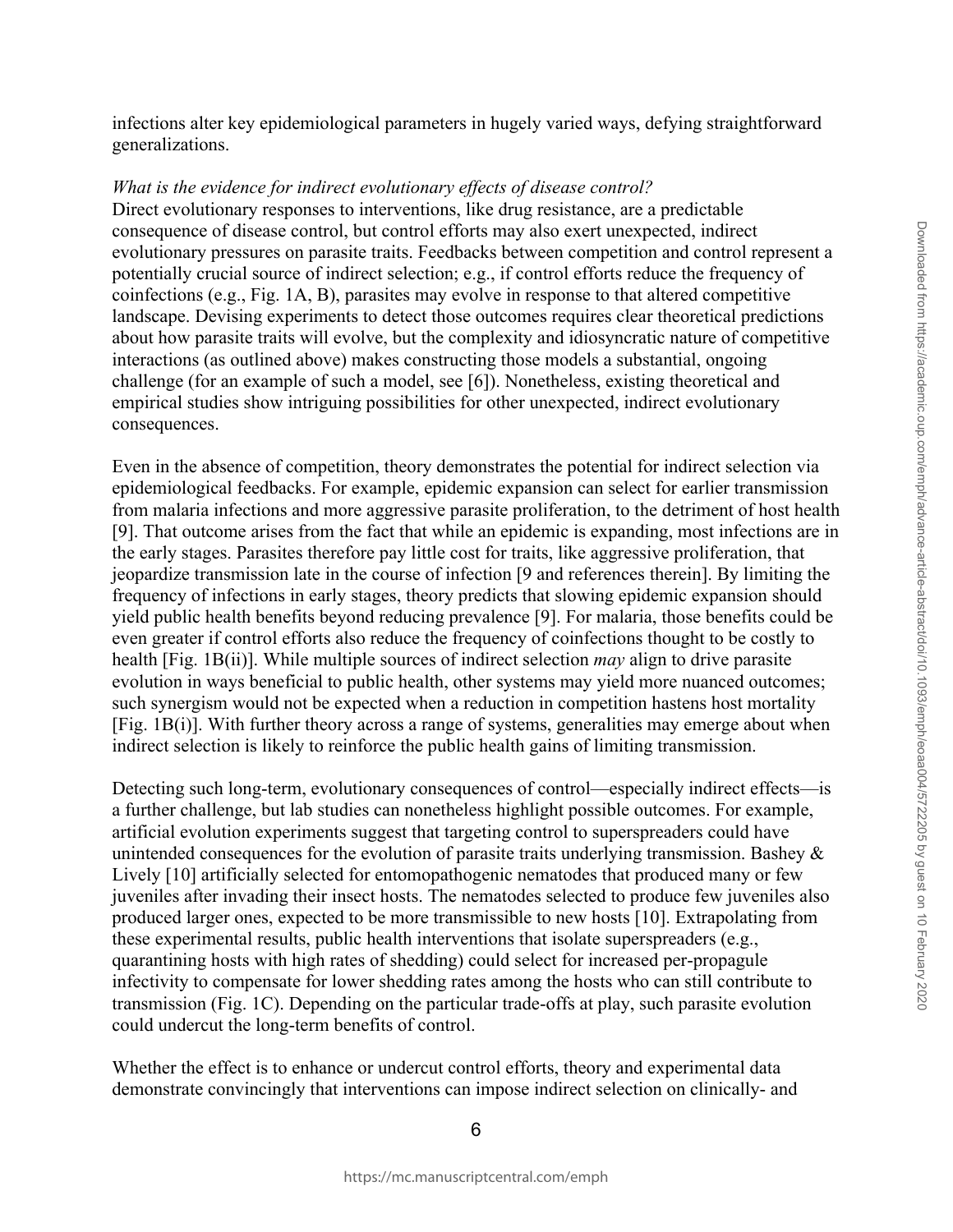infections alter key epidemiological parameters in hugely varied ways, defying straightforward generalizations.

*What is the evidence for indirect evolutionary effects of disease control?*

Direct evolutionary responses to interventions, like drug resistance, are a predictable consequence of disease control, but control efforts may also exert unexpected, indirect evolutionary pressures on parasite traits. Feedbacks between competition and control represent a potentially crucial source of indirect selection; e.g., if control efforts reduce the frequency of coinfections (e.g., Fig. 1A, B), parasites may evolve in response to that altered competitive landscape. Devising experiments to detect those outcomes requires clear theoretical predictions about how parasite traits will evolve, but the complexity and idiosyncratic nature of competitive interactions (as outlined above) makes constructing those models a substantial, ongoing challenge (for an example of such a model, see [6]). Nonetheless, existing theoretical and empirical studies show intriguing possibilities for other unexpected, indirect evolutionary consequences.

Even in the absence of competition, theory demonstrates the potential for indirect selection via epidemiological feedbacks. For example, epidemic expansion can select for earlier transmission from malaria infections and more aggressive parasite proliferation, to the detriment of host health [9]. That outcome arises from the fact that while an epidemic is expanding, most infections are in the early stages. Parasites therefore pay little cost for traits, like aggressive proliferation, that jeopardize transmission late in the course of infection [9 and references therein]. By limiting the frequency of infections in early stages, theory predicts that slowing epidemic expansion should yield public health benefits beyond reducing prevalence [9]. For malaria, those benefits could be even greater if control efforts also reduce the frequency of coinfections thought to be costly to health [Fig. 1B(ii)]. While multiple sources of indirect selection *may* align to drive parasite evolution in ways beneficial to public health, other systems may yield more nuanced outcomes; such synergism would not be expected when a reduction in competition hastens host mortality [Fig. 1B(i)]. With further theory across a range of systems, generalities may emerge about when indirect selection is likely to reinforce the public health gains of limiting transmission.

Detecting such long-term, evolutionary consequences of control—especially indirect effects—is a further challenge, but lab studies can nonetheless highlight possible outcomes. For example, artificial evolution experiments suggest that targeting control to superspreaders could have unintended consequences for the evolution of parasite traits underlying transmission. Bashey & Lively [10] artificially selected for entomopathogenic nematodes that produced many or few juveniles after invading their insect hosts. The nematodes selected to produce few juveniles also produced larger ones, expected to be more transmissible to new hosts [10]. Extrapolating from these experimental results, public health interventions that isolate superspreaders (e.g., quarantining hosts with high rates of shedding) could select for increased per-propagule infectivity to compensate for lower shedding rates among the hosts who can still contribute to transmission (Fig. 1C). Depending on the particular trade-offs at play, such parasite evolution could undercut the long-term benefits of control.

Whether the effect is to enhance or undercut control efforts, theory and experimental data demonstrate convincingly that interventions can impose indirect selection on clinically- and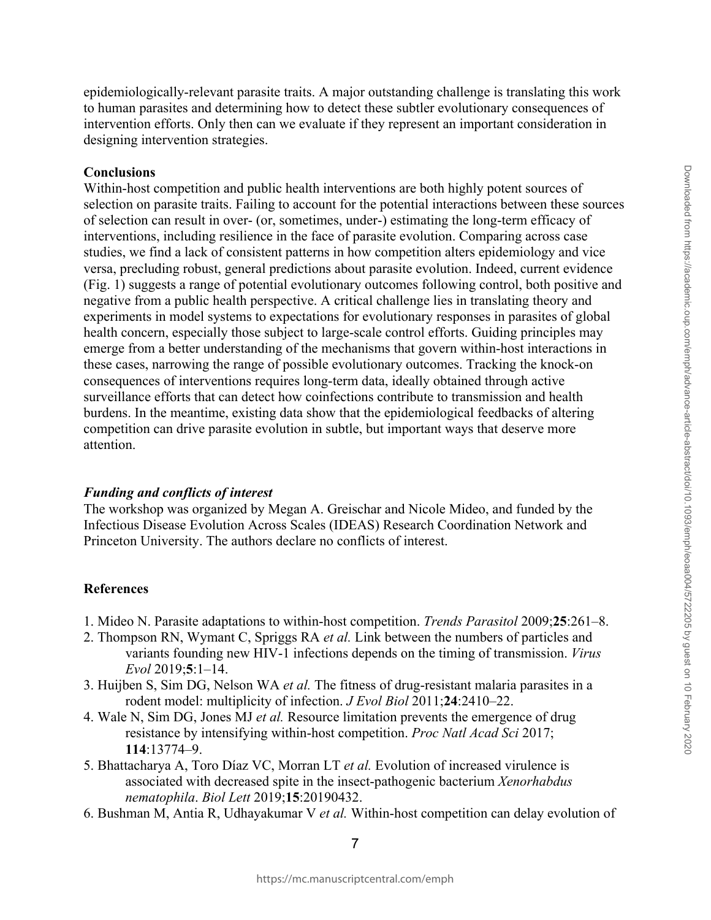epidemiologically-relevant parasite traits. A major outstanding challenge is translating this work to human parasites and determining how to detect these subtler evolutionary consequences of intervention efforts. Only then can we evaluate if they represent an important consideration in designing intervention strategies.

## Conclusions

Within-host competition and public health interventions are both highly potent sources of selection on parasite traits. Failing to account for the potential interactions between these sources of selection can result in over- (or, sometimes, under-) estimating the long-term efficacy of interventions, including resilience in the face of parasite evolution. Comparing across case studies, we find a lack of consistent patterns in how competition alters epidemiology and vice versa, precluding robust, general predictions about parasite evolution. Indeed, current evidence (Fig. 1) suggests a range of potential evolutionary outcomes following control, both positive and negative from a public health perspective. A critical challenge lies in translating theory and experiments in model systems to expectations for evolutionary responses in parasites of global health concern, especially those subject to large-scale control efforts. Guiding principles may emerge from a better understanding of the mechanisms that govern within-host interactions in these cases, narrowing the range of possible evolutionary outcomes. Tracking the knock-on consequences of interventions requires long-term data, ideally obtained through active surveillance efforts that can detect how coinfections contribute to transmission and health burdens. In the meantime, existing data show that the epidemiological feedbacks of altering competition can drive parasite evolution in subtle, but important ways that deserve more attention.

### *Funding and conflicts of interest*

The workshop was organized by Megan A. Greischar and Nicole Mideo, and funded by the Infectious Disease Evolution Across Scales (IDEAS) Research Coordination Network and Princeton University. The authors declare no conflicts of interest.

## References

1. Mideo N. Parasite adaptations to within-host competition. *Trends Parasitol* 2009;**25**:261–8.
2. Thompson RN, Wymant C, Spriggs RA *et al.* Link between the numbers of particles and variants founding new HIV-1 infections depends on the timing of transmission. *Virus Evol* 2019;**5**:1–14.
3. Huijben S, Sim DG, Nelson WA *et al.* The fitness of drug-resistant malaria parasites in a rodent model: multiplicity of infection. *J Evol Biol* 2011;**24**:2410–22.
4. Wale N, Sim DG, Jones MJ *et al.* Resource limitation prevents the emergence of drug resistance by intensifying within-host competition. *Proc Natl Acad Sci* 2017; **114**:13774–9.
5. Bhattacharya A, Toro Díaz VC, Morran LT *et al.* Evolution of increased virulence is associated with decreased spite in the insect-pathogenic bacterium *Xenorhabdus nematophila*. *Biol Lett* 2019;**15**:20190432.
6. Bushman M, Antia R, Udhayakumar V *et al.* Within-host competition can delay evolution of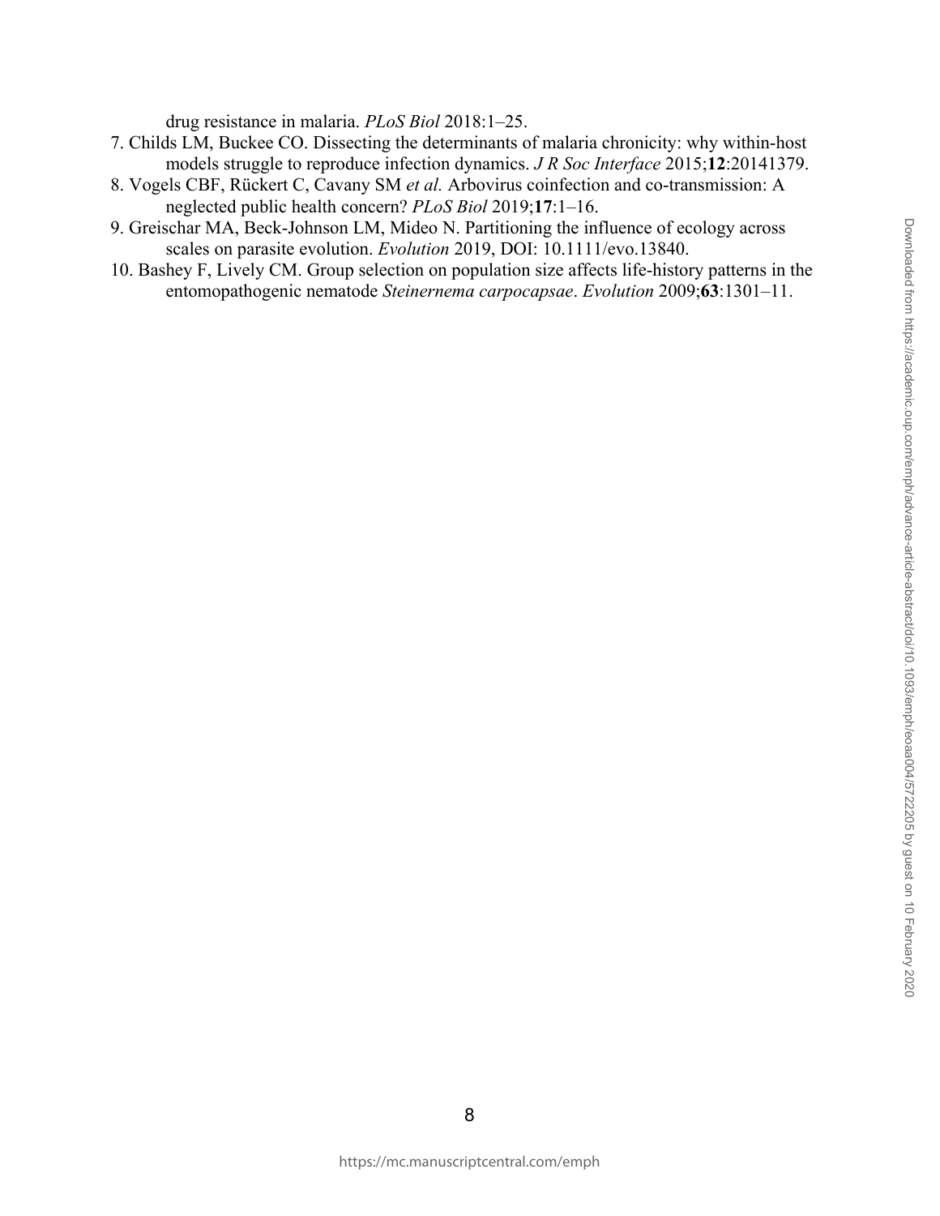drug resistance in malaria. *PLoS Biol* 2018:1–25.

7. Childs LM, Buckee CO. Dissecting the determinants of malaria chronicity: why within-host models struggle to reproduce infection dynamics. *J R Soc Interface* 2015;**12**:20141379.
8. Vogels CBF, Rückert C, Cavany SM *et al.* Arbovirus coinfection and co-transmission: A neglected public health concern? *PLoS Biol* 2019;**17**:1–16.
9. Greischar MA, Beck-Johnson LM, Mideo N. Partitioning the influence of ecology across scales on parasite evolution. *Evolution* 2019, DOI: 10.1111/evo.13840.
10. Bashey F, Lively CM. Group selection on population size affects life-history patterns in the entomopathogenic nematode *Steinernema carpocapsae*. *Evolution* 2009;**63**:1301–11.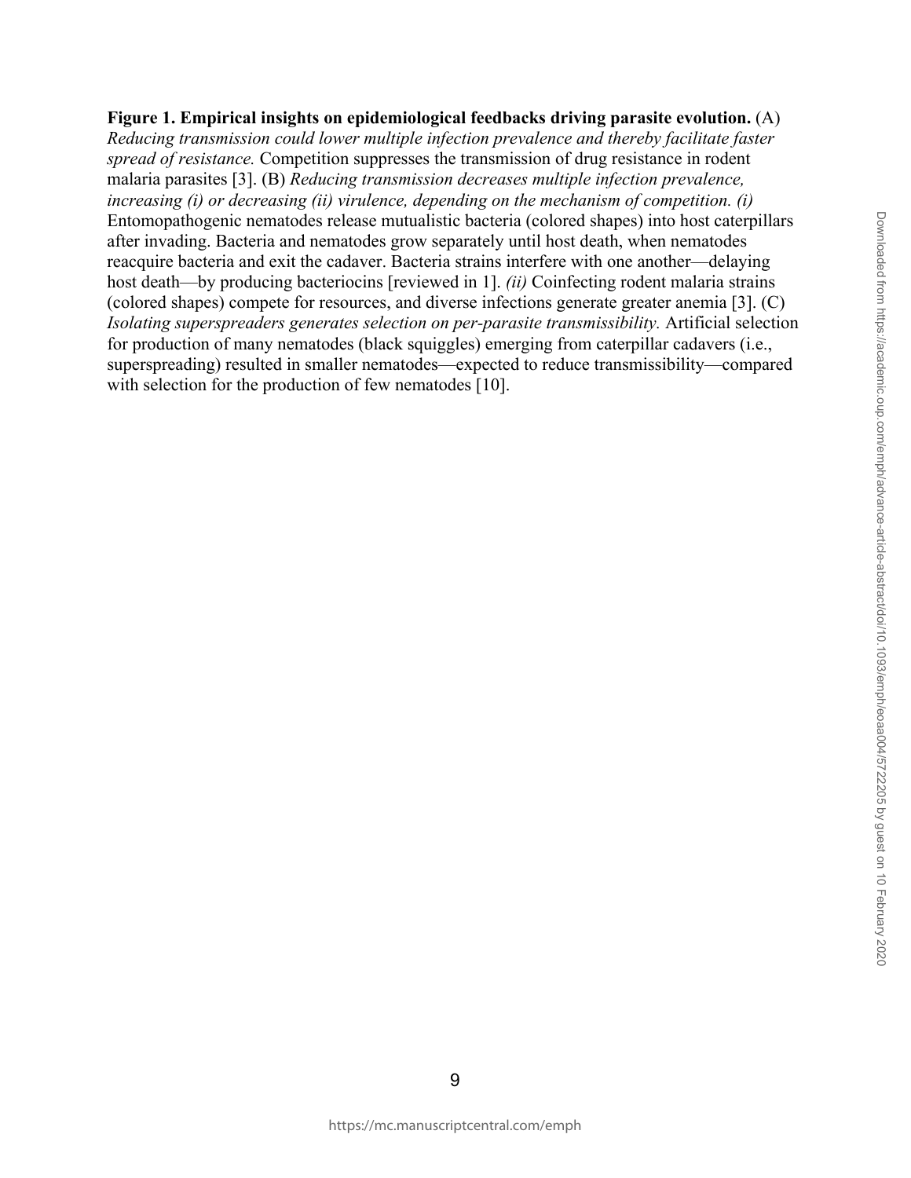**Figure 1. Empirical insights on epidemiological feedbacks driving parasite evolution.** (A) *Reducing transmission could lower multiple infection prevalence and thereby facilitate faster spread of resistance.* Competition suppresses the transmission of drug resistance in rodent malaria parasites [3]. (B) *Reducing transmission decreases multiple infection prevalence, increasing (i) or decreasing (ii) virulence, depending on the mechanism of competition. (i)* Entomopathogenic nematodes release mutualistic bacteria (colored shapes) into host caterpillars after invading. Bacteria and nematodes grow separately until host death, when nematodes reacquire bacteria and exit the cadaver. Bacteria strains interfere with one another—delaying host death—by producing bacteriocins [reviewed in 1]. *(ii)* Coinfecting rodent malaria strains (colored shapes) compete for resources, and diverse infections generate greater anemia [3]. (C) *Isolating superspreaders generates selection on per-parasite transmissibility.* Artificial selection for production of many nematodes (black squiggles) emerging from caterpillar cadavers (i.e., superspreading) resulted in smaller nematodes—expected to reduce transmissibility—compared with selection for the production of few nematodes [10].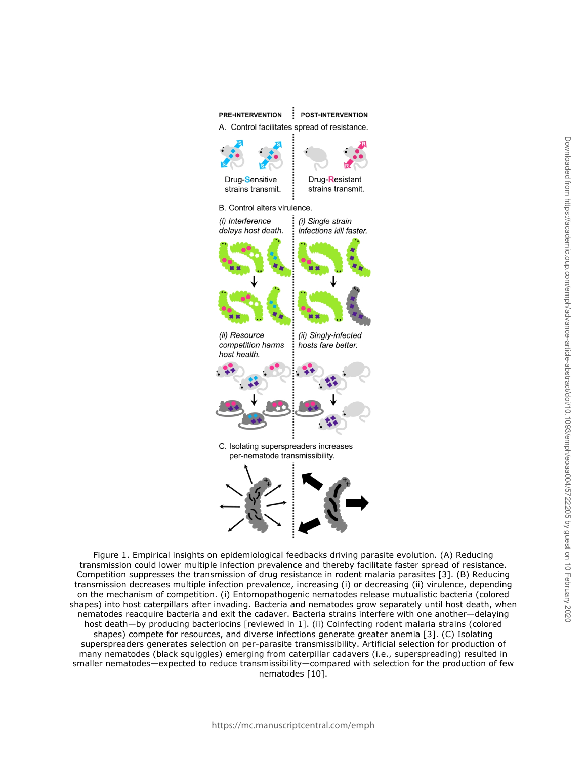PRE-INTERVENTION

POST-INTERVENTION

A. Control facilitates spread of resistance.

Drug-Sensitive strains transmit.

Drug-Resistant strains transmit.

B. Control alters virulence.

(i) Interference delays host death.

(i) Single strain infections kill faster.

(ii) Resource competition harms host health.

(ii) Singly-infected hosts fare better.

C. Isolating superspreaders increases per-nematode transmissibility.

Figure 1. Empirical insights on epidemiological feedbacks driving parasite evolution. (A) Reducing transmission could lower multiple infection prevalence and thereby facilitate faster spread of resistance. Competition suppresses the transmission of drug resistance in rodent malaria parasites [3]. (B) Reducing transmission decreases multiple infection prevalence, increasing (i) or decreasing (ii) virulence, depending on the mechanism of competition. (i) Entomopathogenic nematodes release mutualistic bacteria (colored shapes) into host caterpillars after invading. Bacteria and nematodes grow separately until host death, when nematodes reacquire bacteria and exit the cadaver. Bacteria strains interfere with one another—delaying host death—by producing bacteriocins [reviewed in 1]. (ii) Coinfecting rodent malaria strains (colored shapes) compete for resources, and diverse infections generate greater anemia [3]. (C) Isolating superspreaders generates selection on per-parasite transmissibility. Artificial selection for production of many nematodes (black squiggles) emerging from caterpillar cadavers (i.e., superspreading) resulted in smaller nematodes—expected to reduce transmissibility—compared with selection for the production of few nematodes [10].